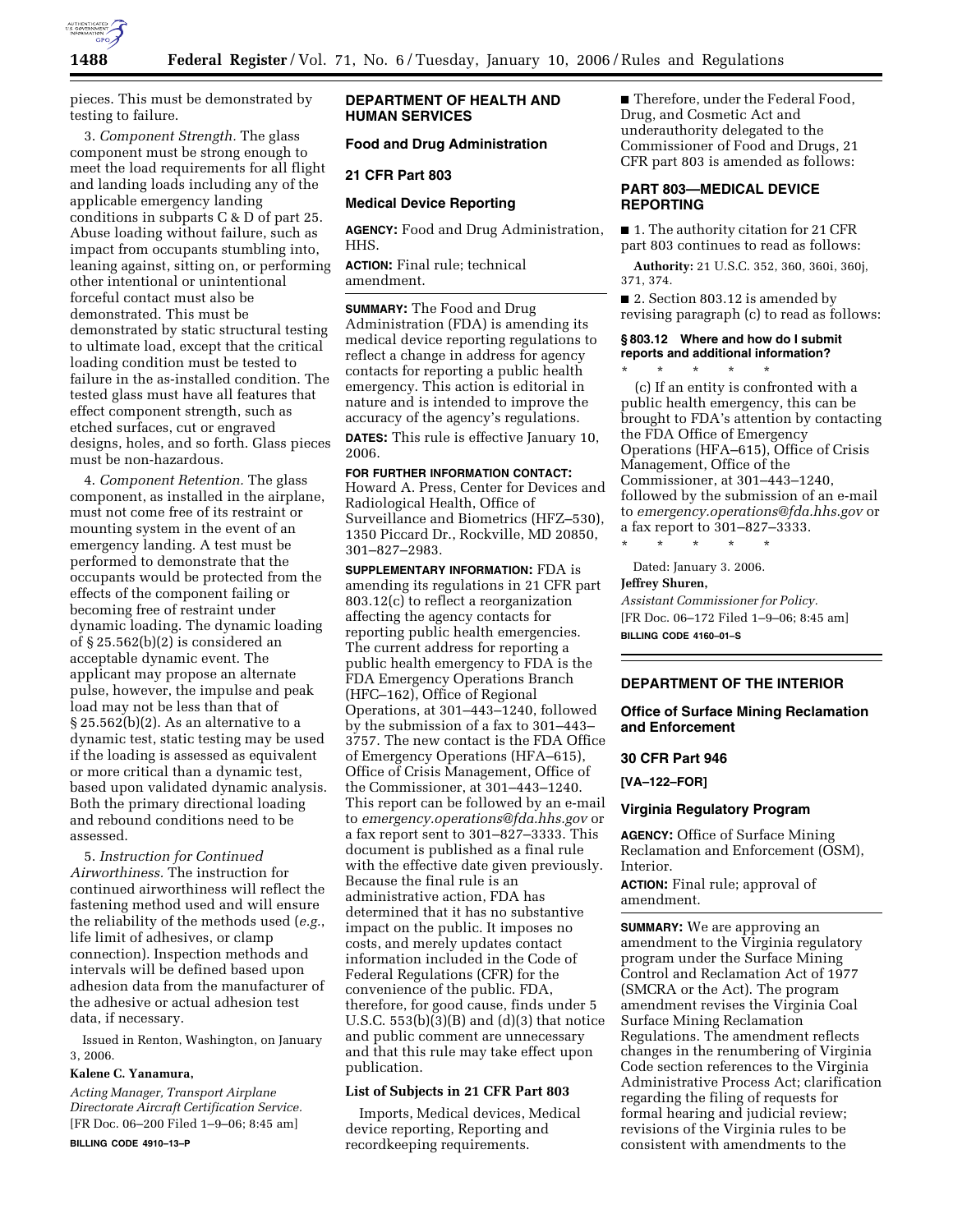pieces. This must be demonstrated by testing to failure.

3. *Component Strength.* The glass component must be strong enough to meet the load requirements for all flight and landing loads including any of the applicable emergency landing conditions in subparts C & D of part 25. Abuse loading without failure, such as impact from occupants stumbling into, leaning against, sitting on, or performing other intentional or unintentional forceful contact must also be demonstrated. This must be demonstrated by static structural testing to ultimate load, except that the critical loading condition must be tested to failure in the as-installed condition. The tested glass must have all features that effect component strength, such as etched surfaces, cut or engraved designs, holes, and so forth. Glass pieces must be non-hazardous.

4. *Component Retention.* The glass component, as installed in the airplane, must not come free of its restraint or mounting system in the event of an emergency landing. A test must be performed to demonstrate that the occupants would be protected from the effects of the component failing or becoming free of restraint under dynamic loading. The dynamic loading of § 25.562(b)(2) is considered an acceptable dynamic event. The applicant may propose an alternate pulse, however, the impulse and peak load may not be less than that of § 25.562(b)(2). As an alternative to a dynamic test, static testing may be used if the loading is assessed as equivalent or more critical than a dynamic test, based upon validated dynamic analysis. Both the primary directional loading and rebound conditions need to be assessed.

5. *Instruction for Continued Airworthiness.* The instruction for continued airworthiness will reflect the fastening method used and will ensure the reliability of the methods used (*e.g.*, life limit of adhesives, or clamp connection). Inspection methods and intervals will be defined based upon adhesion data from the manufacturer of the adhesive or actual adhesion test data, if necessary.

Issued in Renton, Washington, on January 3, 2006.

**Kalene C. Yanamura,**

*Acting Manager, Transport Airplane Directorate Aircraft Certification Service.*

[FR Doc. 06–200 Filed 1–9–06; 8:45 am]

**BILLING CODE 4910–13–P**

---

## DEPARTMENT OF HEALTH AND HUMAN SERVICES

### Food and Drug Administration

### 21 CFR Part 803

### Medical Device Reporting

**AGENCY:** Food and Drug Administration, HHS.

**ACTION:** Final rule; technical amendment.

**SUMMARY:** The Food and Drug Administration (FDA) is amending its medical device reporting regulations to reflect a change in address for agency contacts for reporting a public health emergency. This action is editorial in nature and is intended to improve the accuracy of the agency's regulations.

**DATES:** This rule is effective January 10, 2006.

**FOR FURTHER INFORMATION CONTACT:** Howard A. Press, Center for Devices and Radiological Health, Office of Surveillance and Biometrics (HFZ–530), 1350 Piccard Dr., Rockville, MD 20850, 301–827–2983.

**SUPPLEMENTARY INFORMATION:** FDA is amending its regulations in 21 CFR part 803.12(c) to reflect a reorganization affecting the agency contacts for reporting public health emergencies. The current address for reporting a public health emergency to FDA is the FDA Emergency Operations Branch (HFC–162), Office of Regional Operations, at 301–443–1240, followed by the submission of a fax to 301–443–3757. The new contact is the FDA Office of Emergency Operations (HFA–615), Office of Crisis Management, Office of the Commissioner, at 301–443–1240. This report can be followed by an e-mail to *emergency.operations@fda.hhs.gov* or a fax report sent to 301–827–3333. This document is published as a final rule with the effective date given previously. Because the final rule is an administrative action, FDA has determined that it has no substantive impact on the public. It imposes no costs, and merely updates contact information included in the Code of Federal Regulations (CFR) for the convenience of the public. FDA, therefore, for good cause, finds under 5 U.S.C. 553(b)(3)(B) and (d)(3) that notice and public comment are unnecessary and that this rule may take effect upon publication.

### List of Subjects in 21 CFR Part 803

Imports, Medical devices, Medical device reporting, Reporting and recordkeeping requirements.

■ Therefore, under the Federal Food, Drug, and Cosmetic Act and underauthority delegated to the Commissioner of Food and Drugs, 21 CFR part 803 is amended as follows:

## PART 803—MEDICAL DEVICE REPORTING

■ 1. The authority citation for 21 CFR part 803 continues to read as follows:

**Authority:** 21 U.S.C. 352, 360, 360i, 360j, 371, 374.

■ 2. Section 803.12 is amended by revising paragraph (c) to read as follows:

#### § 803.12 Where and how do I submit reports and additional information?

\* \* \* \* \*

(c) If an entity is confronted with a public health emergency, this can be brought to FDA's attention by contacting the FDA Office of Emergency Operations (HFA–615), Office of Crisis Management, Office of the Commissioner, at 301–443–1240, followed by the submission of an e-mail to *emergency.operations@fda.hhs.gov* or a fax report to 301–827–3333.

\* \* \* \* \*

Dated: January 3. 2006.

**Jeffrey Shuren,**

*Assistant Commissioner for Policy.*

[FR Doc. 06–172 Filed 1–9–06; 8:45 am]

**BILLING CODE 4160–01–S**

---

## DEPARTMENT OF THE INTERIOR

### Office of Surface Mining Reclamation and Enforcement

### 30 CFR Part 946

**[VA–122–FOR]**

### Virginia Regulatory Program

**AGENCY:** Office of Surface Mining Reclamation and Enforcement (OSM), Interior.

**ACTION:** Final rule; approval of amendment.

**SUMMARY:** We are approving an amendment to the Virginia regulatory program under the Surface Mining Control and Reclamation Act of 1977 (SMCRA or the Act). The program amendment revises the Virginia Coal Surface Mining Reclamation Regulations. The amendment reflects changes in the renumbering of Virginia Code section references to the Virginia Administrative Process Act; clarification regarding the filing of requests for formal hearing and judicial review; revisions of the Virginia rules to be consistent with amendments to the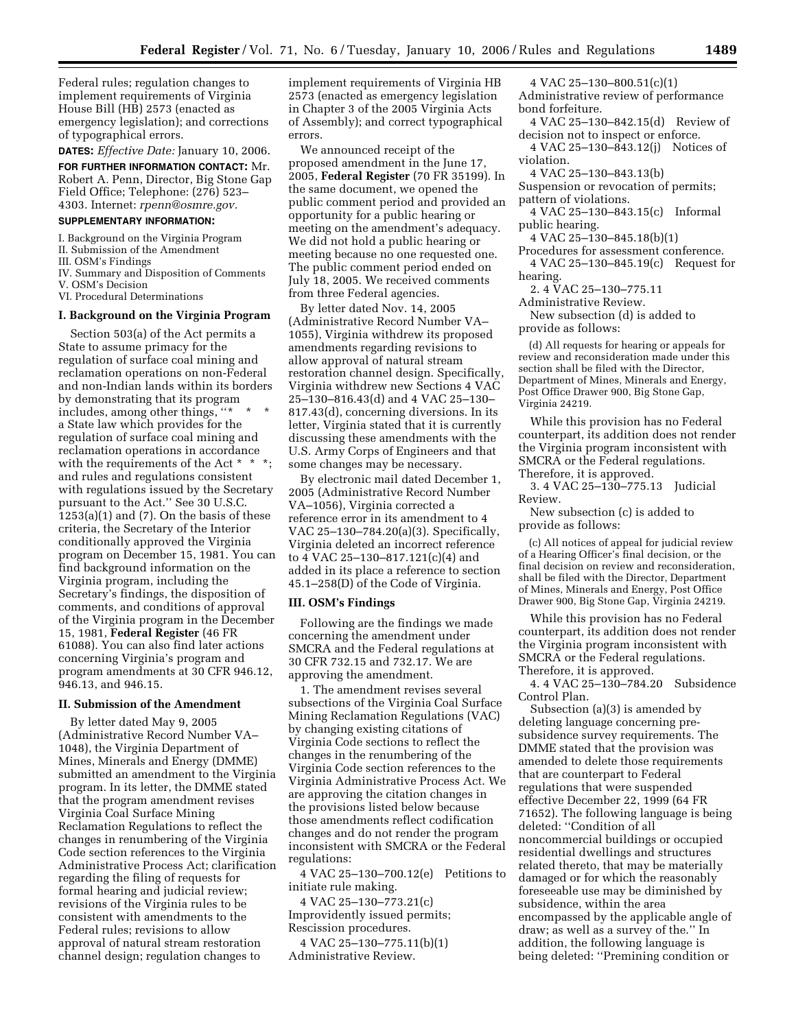Federal rules; regulation changes to implement requirements of Virginia House Bill (HB) 2573 (enacted as emergency legislation); and corrections of typographical errors.

**DATES:** *Effective Date:* January 10, 2006.

**FOR FURTHER INFORMATION CONTACT:** Mr. Robert A. Penn, Director, Big Stone Gap Field Office; Telephone: (276) 523–4303. Internet: *rpenn@osmre.gov.*

**SUPPLEMENTARY INFORMATION:**

I. Background on the Virginia Program
II. Submission of the Amendment
III. OSM's Findings
IV. Summary and Disposition of Comments
V. OSM's Decision
VI. Procedural Determinations

## I. Background on the Virginia Program

Section 503(a) of the Act permits a State to assume primacy for the regulation of surface coal mining and reclamation operations on non-Federal and non-Indian lands within its borders by demonstrating that its program includes, among other things, "* * * a State law which provides for the regulation of surface coal mining and reclamation operations in accordance with the requirements of the Act * * *; and rules and regulations consistent with regulations issued by the Secretary pursuant to the Act." See 30 U.S.C. 1253(a)(1) and (7). On the basis of these criteria, the Secretary of the Interior conditionally approved the Virginia program on December 15, 1981. You can find background information on the Virginia program, including the Secretary's findings, the disposition of comments, and conditions of approval of the Virginia program in the December 15, 1981, **Federal Register** (46 FR 61088). You can also find later actions concerning Virginia's program and program amendments at 30 CFR 946.12, 946.13, and 946.15.

## II. Submission of the Amendment

By letter dated May 9, 2005 (Administrative Record Number VA–1048), the Virginia Department of Mines, Minerals and Energy (DMME) submitted an amendment to the Virginia program. In its letter, the DMME stated that the program amendment revises Virginia Coal Surface Mining Reclamation Regulations to reflect the changes in renumbering of the Virginia Code section references to the Virginia Administrative Process Act; clarification regarding the filing of requests for formal hearing and judicial review; revisions of the Virginia rules to be consistent with amendments to the Federal rules; revisions to allow approval of natural stream restoration channel design; regulation changes to implement requirements of Virginia HB 2573 (enacted as emergency legislation in Chapter 3 of the 2005 Virginia Acts of Assembly); and correct typographical errors.

We announced receipt of the proposed amendment in the June 17, 2005, **Federal Register** (70 FR 35199). In the same document, we opened the public comment period and provided an opportunity for a public hearing or meeting on the amendment's adequacy. We did not hold a public hearing or meeting because no one requested one. The public comment period ended on July 18, 2005. We received comments from three Federal agencies.

By letter dated Nov. 14, 2005 (Administrative Record Number VA–1055), Virginia withdrew its proposed amendments regarding revisions to allow approval of natural stream restoration channel design. Specifically, Virginia withdrew new Sections 4 VAC 25–130–816.43(d) and 4 VAC 25–130–817.43(d), concerning diversions. In its letter, Virginia stated that it is currently discussing these amendments with the U.S. Army Corps of Engineers and that some changes may be necessary.

By electronic mail dated December 1, 2005 (Administrative Record Number VA–1056), Virginia corrected a reference error in its amendment to 4 VAC 25–130–784.20(a)(3). Specifically, Virginia deleted an incorrect reference to 4 VAC 25–130–817.121(c)(4) and added in its place a reference to section 45.1–258(D) of the Code of Virginia.

## III. OSM's Findings

Following are the findings we made concerning the amendment under SMCRA and the Federal regulations at 30 CFR 732.15 and 732.17. We are approving the amendment.

1. The amendment revises several subsections of the Virginia Coal Surface Mining Reclamation Regulations (VAC) by changing existing citations of Virginia Code sections to reflect the changes in the renumbering of the Virginia Code section references to the Virginia Administrative Process Act. We are approving the citation changes in the provisions listed below because those amendments reflect codification changes and do not render the program inconsistent with SMCRA or the Federal regulations:

4 VAC 25–130–700.12(e) Petitions to initiate rule making.

4 VAC 25–130–773.21(c) Improvidently issued permits; Rescission procedures.

4 VAC 25–130–775.11(b)(1) Administrative Review.

4 VAC 25–130–800.51(c)(1) Administrative review of performance bond forfeiture.

4 VAC 25–130–842.15(d) Review of decision not to inspect or enforce.

4 VAC 25–130–843.12(j) Notices of violation.

4 VAC 25–130–843.13(b) Suspension or revocation of permits; pattern of violations.

4 VAC 25–130–843.15(c) Informal public hearing.

4 VAC 25–130–845.18(b)(1) Procedures for assessment conference.

4 VAC 25–130–845.19(c) Request for hearing.

2. 4 VAC 25–130–775.11 Administrative Review.

New subsection (d) is added to provide as follows:

> (d) All requests for hearing or appeals for review and reconsideration made under this section shall be filed with the Director, Department of Mines, Minerals and Energy, Post Office Drawer 900, Big Stone Gap, Virginia 24219.

While this provision has no Federal counterpart, its addition does not render the Virginia program inconsistent with SMCRA or the Federal regulations. Therefore, it is approved.

3. 4 VAC 25–130–775.13 Judicial Review.

New subsection (c) is added to provide as follows:

> (c) All notices of appeal for judicial review of a Hearing Officer's final decision, or the final decision on review and reconsideration, shall be filed with the Director, Department of Mines, Minerals and Energy, Post Office Drawer 900, Big Stone Gap, Virginia 24219.

While this provision has no Federal counterpart, its addition does not render the Virginia program inconsistent with SMCRA or the Federal regulations. Therefore, it is approved.

4. 4 VAC 25–130–784.20 Subsidence Control Plan.

Subsection (a)(3) is amended by deleting language concerning pre-subsidence survey requirements. The DMME stated that the provision was amended to delete those requirements that are counterpart to Federal regulations that were suspended effective December 22, 1999 (64 FR 71652). The following language is being deleted: "Condition of all noncommercial buildings or occupied residential dwellings and structures related thereto, that may be materially damaged or for which the reasonably foreseeable use may be diminished by subsidence, within the area encompassed by the applicable angle of draw; as well as a survey of the." In addition, the following language is being deleted: "Premining condition or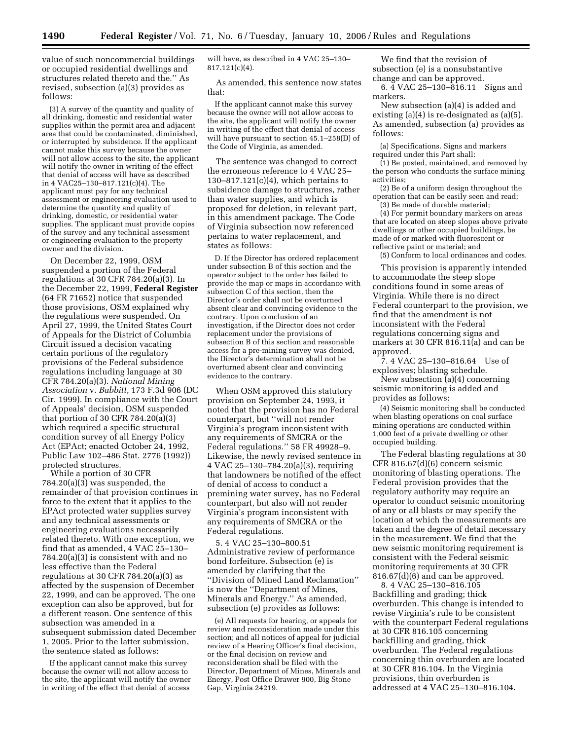value of such noncommercial buildings or occupied residential dwellings and structures related thereto and the.'' As revised, subsection (a)(3) provides as follows:

(3) A survey of the quantity and quality of all drinking, domestic and residential water supplies within the permit area and adjacent area that could be contaminated, diminished, or interrupted by subsidence. If the applicant cannot make this survey because the owner will not allow access to the site, the applicant will notify the owner in writing of the effect that denial of access will have as described in 4 VAC25–130–817.121(c)(4). The applicant must pay for any technical assessment or engineering evaluation used to determine the quantity and quality of drinking, domestic, or residential water supplies. The applicant must provide copies of the survey and any technical assessment or engineering evaluation to the property owner and the division.

On December 22, 1999, OSM suspended a portion of the Federal regulations at 30 CFR 784.20(a)(3). In the December 22, 1999, **Federal Register** (64 FR 71652) notice that suspended those provisions, OSM explained why the regulations were suspended. On April 27, 1999, the United States Court of Appeals for the District of Columbia Circuit issued a decision vacating certain portions of the regulatory provisions of the Federal subsidence regulations including language at 30 CFR 784.20(a)(3). *National Mining Association* v. *Babbitt,* 173 F.3d 906 (DC Cir. 1999). In compliance with the Court of Appeals' decision, OSM suspended that portion of 30 CFR 784.20(a)(3) which required a specific structural condition survey of all Energy Policy Act (EPAct; enacted October 24, 1992, Public Law 102–486 Stat. 2776 (1992)) protected structures.

While a portion of 30 CFR 784.20(a)(3) was suspended, the remainder of that provision continues in force to the extent that it applies to the EPAct protected water supplies survey and any technical assessments or engineering evaluations necessarily related thereto. With one exception, we find that as amended, 4 VAC 25–130–784.20(a)(3) is consistent with and no less effective than the Federal regulations at 30 CFR 784.20(a)(3) as affected by the suspension of December 22, 1999, and can be approved. The one exception can also be approved, but for a different reason. One sentence of this subsection was amended in a subsequent submission dated December 1, 2005. Prior to the latter submission, the sentence stated as follows:

If the applicant cannot make this survey because the owner will not allow access to the site, the applicant will notify the owner in writing of the effect that denial of access will have, as described in 4 VAC 25–130–817.121(c)(4).

As amended, this sentence now states that:

If the applicant cannot make this survey because the owner will not allow access to the site, the applicant will notify the owner in writing of the effect that denial of access will have pursuant to section 45.1–258(D) of the Code of Virginia, as amended.

The sentence was changed to correct the erroneous reference to 4 VAC 25–130–817.121(c)(4), which pertains to subsidence damage to structures, rather than water supplies, and which is proposed for deletion, in relevant part, in this amendment package. The Code of Virginia subsection now referenced pertains to water replacement, and states as follows:

D. If the Director has ordered replacement under subsection B of this section and the operator subject to the order has failed to provide the map or maps in accordance with subsection C of this section, then the Director's order shall not be overturned absent clear and convincing evidence to the contrary. Upon conclusion of an investigation, if the Director does not order replacement under the provisions of subsection B of this section and reasonable access for a pre-mining survey was denied, the Director's determination shall not be overturned absent clear and convincing evidence to the contrary.

When OSM approved this statutory provision on September 24, 1993, it noted that the provision has no Federal counterpart, but ''will not render Virginia's program inconsistent with any requirements of SMCRA or the Federal regulations.'' 58 FR 49928–9. Likewise, the newly revised sentence in 4 VAC 25–130–784.20(a)(3), requiring that landowners be notified of the effect of denial of access to conduct a premining water survey, has no Federal counterpart, but also will not render Virginia's program inconsistent with any requirements of SMCRA or the Federal regulations.

5. 4 VAC 25–130–800.51 Administrative review of performance bond forfeiture. Subsection (e) is amended by clarifying that the ''Division of Mined Land Reclamation'' is now the ''Department of Mines, Minerals and Energy.'' As amended, subsection (e) provides as follows:

(e) All requests for hearing, or appeals for review and reconsideration made under this section; and all notices of appeal for judicial review of a Hearing Officer's final decision, or the final decision on review and reconsideration shall be filed with the Director, Department of Mines, Minerals and Energy, Post Office Drawer 900, Big Stone Gap, Virginia 24219.

We find that the revision of subsection (e) is a nonsubstantive change and can be approved.

6. 4 VAC 25–130–816.11 Signs and markers.

New subsection (a)(4) is added and existing (a)(4) is re-designated as (a)(5). As amended, subsection (a) provides as follows:

(a) Specifications. Signs and markers required under this Part shall:

(1) Be posted, maintained, and removed by the person who conducts the surface mining activities;

(2) Be of a uniform design throughout the operation that can be easily seen and read;

(3) Be made of durable material;

(4) For permit boundary markers on areas that are located on steep slopes above private dwellings or other occupied buildings, be made of or marked with fluorescent or reflective paint or material; and

(5) Conform to local ordinances and codes.

This provision is apparently intended to accommodate the steep slope conditions found in some areas of Virginia. While there is no direct Federal counterpart to the provision, we find that the amendment is not inconsistent with the Federal regulations concerning signs and markers at 30 CFR 816.11(a) and can be approved.

7. 4 VAC 25–130–816.64 Use of explosives; blasting schedule.

New subsection (a)(4) concerning seismic monitoring is added and provides as follows:

(4) Seismic monitoring shall be conducted when blasting operations on coal surface mining operations are conducted within 1,000 feet of a private dwelling or other occupied building.

The Federal blasting regulations at 30 CFR 816.67(d)(6) concern seismic monitoring of blasting operations. The Federal provision provides that the regulatory authority may require an operator to conduct seismic monitoring of any or all blasts or may specify the location at which the measurements are taken and the degree of detail necessary in the measurement. We find that the new seismic monitoring requirement is consistent with the Federal seismic monitoring requirements at 30 CFR 816.67(d)(6) and can be approved.

8. 4 VAC 25–130–816.105 Backfilling and grading; thick overburden. This change is intended to revise Virginia's rule to be consistent with the counterpart Federal regulations at 30 CFR 816.105 concerning backfilling and grading, thick overburden. The Federal regulations concerning thin overburden are located at 30 CFR 816.104. In the Virginia provisions, thin overburden is addressed at 4 VAC 25–130–816.104.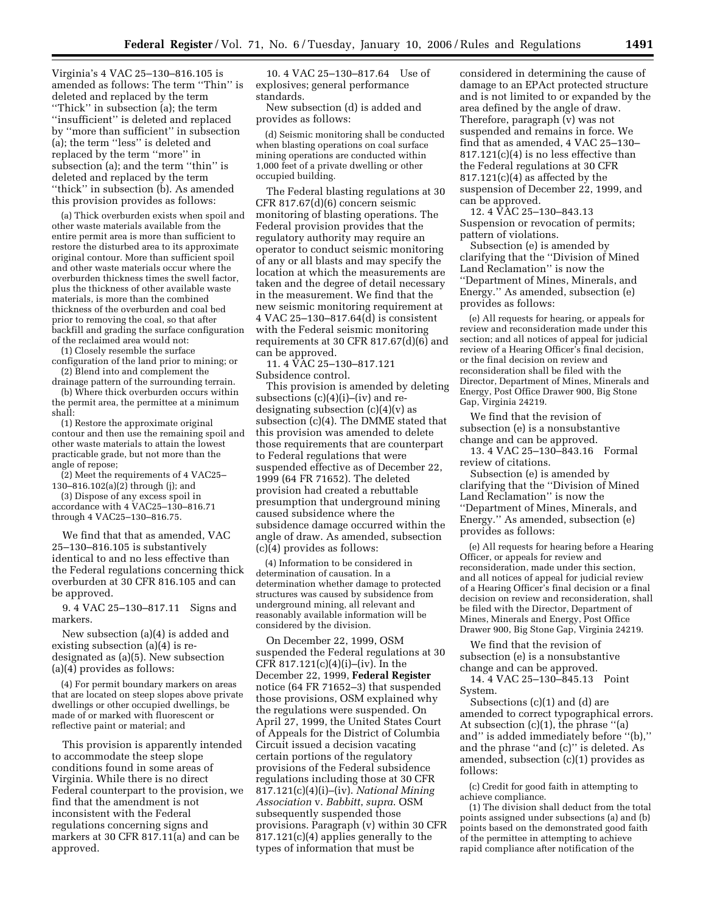Virginia's 4 VAC 25–130–816.105 is amended as follows: The term ''Thin'' is deleted and replaced by the term ''Thick'' in subsection (a); the term ''insufficient'' is deleted and replaced by ''more than sufficient'' in subsection (a); the term ''less'' is deleted and replaced by the term ''more'' in subsection (a); and the term ''thin'' is deleted and replaced by the term ''thick'' in subsection (b). As amended this provision provides as follows:

(a) Thick overburden exists when spoil and other waste materials available from the entire permit area is more than sufficient to restore the disturbed area to its approximate original contour. More than sufficient spoil and other waste materials occur where the overburden thickness times the swell factor, plus the thickness of other available waste materials, is more than the combined thickness of the overburden and coal bed prior to removing the coal, so that after backfill and grading the surface configuration of the reclaimed area would not:

(1) Closely resemble the surface configuration of the land prior to mining; or

(2) Blend into and complement the drainage pattern of the surrounding terrain.

(b) Where thick overburden occurs within the permit area, the permittee at a minimum shall:

(1) Restore the approximate original contour and then use the remaining spoil and other waste materials to attain the lowest practicable grade, but not more than the angle of repose;

(2) Meet the requirements of 4 VAC25–130–816.102(a)(2) through (j); and

(3) Dispose of any excess spoil in accordance with 4 VAC25–130–816.71 through 4 VAC25–130–816.75.

We find that that as amended, VAC 25–130–816.105 is substantively identical to and no less effective than the Federal regulations concerning thick overburden at 30 CFR 816.105 and can be approved.

9. 4 VAC 25–130–817.11 Signs and markers.

New subsection (a)(4) is added and existing subsection (a)(4) is re-designated as (a)(5). New subsection (a)(4) provides as follows:

(4) For permit boundary markers on areas that are located on steep slopes above private dwellings or other occupied dwellings, be made of or marked with fluorescent or reflective paint or material; and

This provision is apparently intended to accommodate the steep slope conditions found in some areas of Virginia. While there is no direct Federal counterpart to the provision, we find that the amendment is not inconsistent with the Federal regulations concerning signs and markers at 30 CFR 817.11(a) and can be approved.

10. 4 VAC 25–130–817.64 Use of explosives; general performance standards.

New subsection (d) is added and provides as follows:

(d) Seismic monitoring shall be conducted when blasting operations on coal surface mining operations are conducted within 1,000 feet of a private dwelling or other occupied building.

The Federal blasting regulations at 30 CFR 817.67(d)(6) concern seismic monitoring of blasting operations. The Federal provision provides that the regulatory authority may require an operator to conduct seismic monitoring of any or all blasts and may specify the location at which the measurements are taken and the degree of detail necessary in the measurement. We find that the new seismic monitoring requirement at 4 VAC 25–130–817.64(d) is consistent with the Federal seismic monitoring requirements at 30 CFR 817.67(d)(6) and can be approved.

11. 4 VAC 25–130–817.121 Subsidence control.

This provision is amended by deleting subsections (c)(4)(i)–(iv) and re-designating subsection (c)(4)(v) as subsection (c)(4). The DMME stated that this provision was amended to delete those requirements that are counterpart to Federal regulations that were suspended effective as of December 22, 1999 (64 FR 71652). The deleted provision had created a rebuttable presumption that underground mining caused subsidence where the subsidence damage occurred within the angle of draw. As amended, subsection (c)(4) provides as follows:

(4) Information to be considered in determination of causation. In a determination whether damage to protected structures was caused by subsidence from underground mining, all relevant and reasonably available information will be considered by the division.

On December 22, 1999, OSM suspended the Federal regulations at 30 CFR 817.121(c)(4)(i)–(iv). In the December 22, 1999, **Federal Register** notice (64 FR 71652–3) that suspended those provisions, OSM explained why the regulations were suspended. On April 27, 1999, the United States Court of Appeals for the District of Columbia Circuit issued a decision vacating certain portions of the regulatory provisions of the Federal subsidence regulations including those at 30 CFR 817.121(c)(4)(i)–(iv). *National Mining Association* v. *Babbitt*, *supra*. OSM subsequently suspended those provisions. Paragraph (v) within 30 CFR 817.121(c)(4) applies generally to the types of information that must be considered in determining the cause of damage to an EPAct protected structure and is not limited to or expanded by the area defined by the angle of draw. Therefore, paragraph (v) was not suspended and remains in force. We find that as amended, 4 VAC 25–130–817.121(c)(4) is no less effective than the Federal regulations at 30 CFR 817.121(c)(4) as affected by the suspension of December 22, 1999, and can be approved.

12. 4 VAC 25–130–843.13 Suspension or revocation of permits; pattern of violations.

Subsection (e) is amended by clarifying that the ''Division of Mined Land Reclamation'' is now the ''Department of Mines, Minerals, and Energy.'' As amended, subsection (e) provides as follows:

(e) All requests for hearing, or appeals for review and reconsideration made under this section; and all notices of appeal for judicial review of a Hearing Officer's final decision, or the final decision on review and reconsideration shall be filed with the Director, Department of Mines, Minerals and Energy, Post Office Drawer 900, Big Stone Gap, Virginia 24219.

We find that the revision of subsection (e) is a nonsubstantive change and can be approved.

13. 4 VAC 25–130–843.16 Formal review of citations.

Subsection (e) is amended by clarifying that the ''Division of Mined Land Reclamation'' is now the ''Department of Mines, Minerals, and Energy.'' As amended, subsection (e) provides as follows:

(e) All requests for hearing before a Hearing Officer, or appeals for review and reconsideration, made under this section, and all notices of appeal for judicial review of a Hearing Officer's final decision or a final decision on review and reconsideration, shall be filed with the Director, Department of Mines, Minerals and Energy, Post Office Drawer 900, Big Stone Gap, Virginia 24219.

We find that the revision of subsection (e) is a nonsubstantive change and can be approved.

14. 4 VAC 25–130–845.13 Point System.

Subsections (c)(1) and (d) are amended to correct typographical errors. At subsection (c)(1), the phrase ''(a) and'' is added immediately before ''(b),'' and the phrase ''and (c)'' is deleted. As amended, subsection (c)(1) provides as follows:

(c) Credit for good faith in attempting to achieve compliance.

(1) The division shall deduct from the total points assigned under subsections (a) and (b) points based on the demonstrated good faith of the permittee in attempting to achieve rapid compliance after notification of the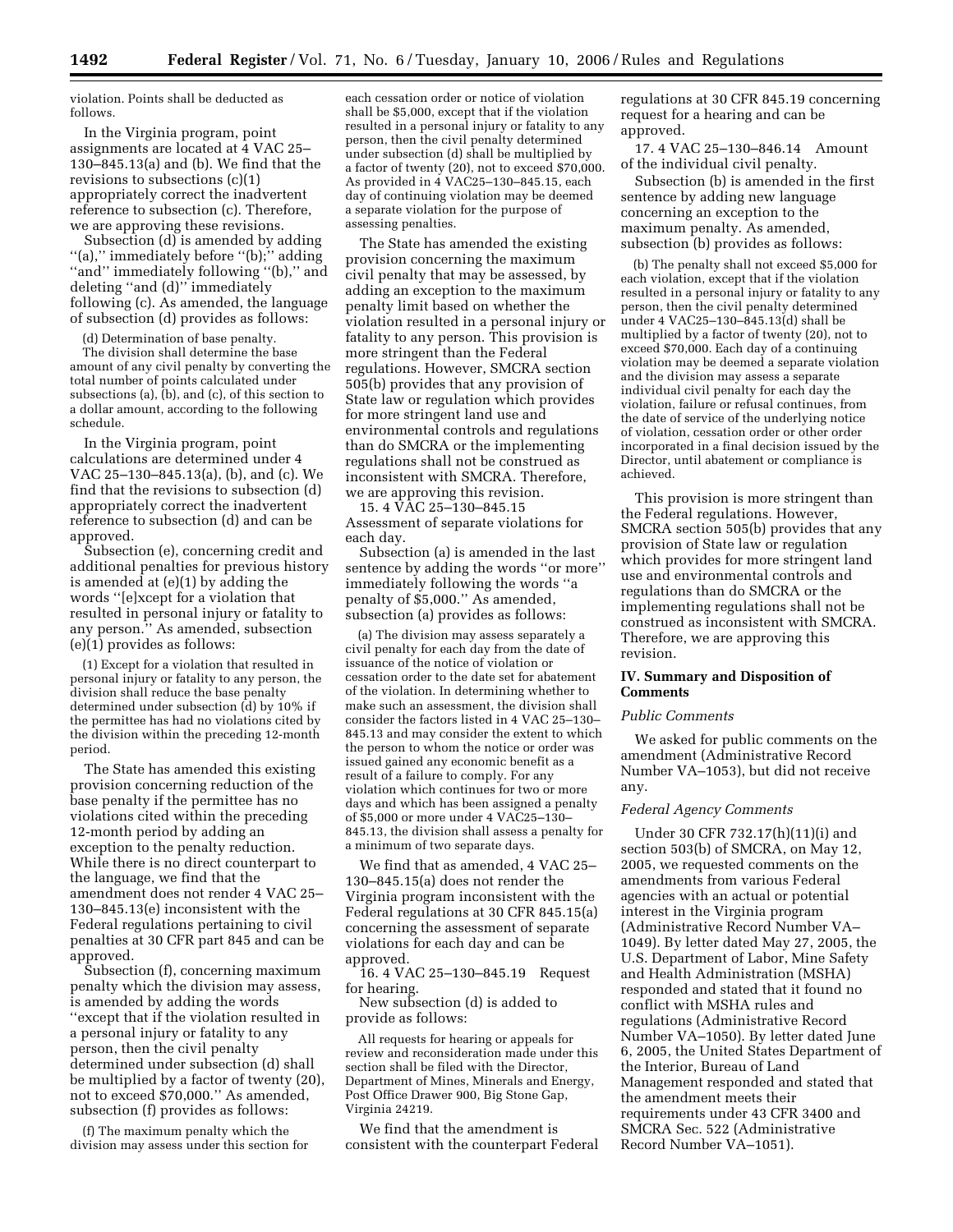violation. Points shall be deducted as follows.

In the Virginia program, point assignments are located at 4 VAC 25–130–845.13(a) and (b). We find that the revisions to subsections (c)(1) appropriately correct the inadvertent reference to subsection (c). Therefore, we are approving these revisions.

Subsection (d) is amended by adding ''(a),'' immediately before ''(b);'' adding ''and'' immediately following ''(b),'' and deleting ''and (d)'' immediately following (c). As amended, the language of subsection (d) provides as follows:

(d) Determination of base penalty.

The division shall determine the base amount of any civil penalty by converting the total number of points calculated under subsections (a), (b), and (c), of this section to a dollar amount, according to the following schedule.

In the Virginia program, point calculations are determined under 4 VAC 25–130–845.13(a), (b), and (c). We find that the revisions to subsection (d) appropriately correct the inadvertent reference to subsection (d) and can be approved.

Subsection (e), concerning credit and additional penalties for previous history is amended at (e)(1) by adding the words ''[e]xcept for a violation that resulted in personal injury or fatality to any person.'' As amended, subsection (e)(1) provides as follows:

(1) Except for a violation that resulted in personal injury or fatality to any person, the division shall reduce the base penalty determined under subsection (d) by 10% if the permittee has had no violations cited by the division within the preceding 12-month period.

The State has amended this existing provision concerning reduction of the base penalty if the permittee has no violations cited within the preceding 12-month period by adding an exception to the penalty reduction. While there is no direct counterpart to the language, we find that the amendment does not render 4 VAC 25–130–845.13(e) inconsistent with the Federal regulations pertaining to civil penalties at 30 CFR part 845 and can be approved.

Subsection (f), concerning maximum penalty which the division may assess, is amended by adding the words ''except that if the violation resulted in a personal injury or fatality to any person, then the civil penalty determined under subsection (d) shall be multiplied by a factor of twenty (20), not to exceed $70,000.'' As amended, subsection (f) provides as follows:

(f) The maximum penalty which the division may assess under this section for each cessation order or notice of violation shall be $5,000, except that if the violation resulted in a personal injury or fatality to any person, then the civil penalty determined under subsection (d) shall be multiplied by a factor of twenty (20), not to exceed $70,000. As provided in 4 VAC25–130–845.15, each day of continuing violation may be deemed a separate violation for the purpose of assessing penalties.

The State has amended the existing provision concerning the maximum civil penalty that may be assessed, by adding an exception to the maximum penalty limit based on whether the violation resulted in a personal injury or fatality to any person. This provision is more stringent than the Federal regulations. However, SMCRA section 505(b) provides that any provision of State law or regulation which provides for more stringent land use and environmental controls and regulations than do SMCRA or the implementing regulations shall not be construed as inconsistent with SMCRA. Therefore, we are approving this revision.

15. 4 VAC 25–130–845.15 Assessment of separate violations for each day.

Subsection (a) is amended in the last sentence by adding the words ''or more'' immediately following the words ''a penalty of $5,000.'' As amended, subsection (a) provides as follows:

(a) The division may assess separately a civil penalty for each day from the date of issuance of the notice of violation or cessation order to the date set for abatement of the violation. In determining whether to make such an assessment, the division shall consider the factors listed in 4 VAC 25–130–845.13 and may consider the extent to which the person to whom the notice or order was issued gained any economic benefit as a result of a failure to comply. For any violation which continues for two or more days and which has been assigned a penalty of $5,000 or more under 4 VAC25–130–845.13, the division shall assess a penalty for a minimum of two separate days.

We find that as amended, 4 VAC 25–130–845.15(a) does not render the Virginia program inconsistent with the Federal regulations at 30 CFR 845.15(a) concerning the assessment of separate violations for each day and can be approved.

16. 4 VAC 25–130–845.19 Request for hearing.

New subsection (d) is added to provide as follows:

All requests for hearing or appeals for review and reconsideration made under this section shall be filed with the Director, Department of Mines, Minerals and Energy, Post Office Drawer 900, Big Stone Gap, Virginia 24219.

We find that the amendment is consistent with the counterpart Federal regulations at 30 CFR 845.19 concerning request for a hearing and can be approved.

17. 4 VAC 25–130–846.14 Amount of the individual civil penalty.

Subsection (b) is amended in the first sentence by adding new language concerning an exception to the maximum penalty. As amended, subsection (b) provides as follows:

(b) The penalty shall not exceed $5,000 for each violation, except that if the violation resulted in a personal injury or fatality to any person, then the civil penalty determined under 4 VAC25–130–845.13(d) shall be multiplied by a factor of twenty (20), not to exceed $70,000. Each day of a continuing violation may be deemed a separate violation and the division may assess a separate individual civil penalty for each day the violation, failure or refusal continues, from the date of service of the underlying notice of violation, cessation order or other order incorporated in a final decision issued by the Director, until abatement or compliance is achieved.

This provision is more stringent than the Federal regulations. However, SMCRA section 505(b) provides that any provision of State law or regulation which provides for more stringent land use and environmental controls and regulations than do SMCRA or the implementing regulations shall not be construed as inconsistent with SMCRA. Therefore, we are approving this revision.

## IV. Summary and Disposition of Comments

### *Public Comments*

We asked for public comments on the amendment (Administrative Record Number VA–1053), but did not receive any.

### *Federal Agency Comments*

Under 30 CFR 732.17(h)(11)(i) and section 503(b) of SMCRA, on May 12, 2005, we requested comments on the amendments from various Federal agencies with an actual or potential interest in the Virginia program (Administrative Record Number VA–1049). By letter dated May 27, 2005, the U.S. Department of Labor, Mine Safety and Health Administration (MSHA) responded and stated that it found no conflict with MSHA rules and regulations (Administrative Record Number VA–1050). By letter dated June 6, 2005, the United States Department of the Interior, Bureau of Land Management responded and stated that the amendment meets their requirements under 43 CFR 3400 and SMCRA Sec. 522 (Administrative Record Number VA–1051).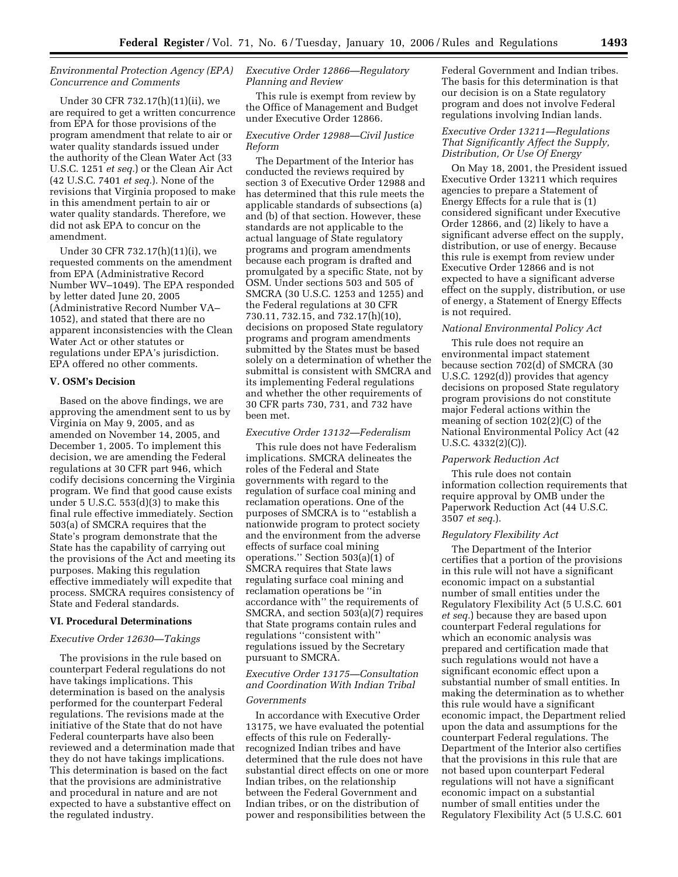*Environmental Protection Agency (EPA) Concurrence and Comments*

Under 30 CFR 732.17(h)(11)(ii), we are required to get a written concurrence from EPA for those provisions of the program amendment that relate to air or water quality standards issued under the authority of the Clean Water Act (33 U.S.C. 1251 *et seq.*) or the Clean Air Act (42 U.S.C. 7401 *et seq.*). None of the revisions that Virginia proposed to make in this amendment pertain to air or water quality standards. Therefore, we did not ask EPA to concur on the amendment.

Under 30 CFR 732.17(h)(11)(i), we requested comments on the amendment from EPA (Administrative Record Number WV–1049). The EPA responded by letter dated June 20, 2005 (Administrative Record Number VA–1052), and stated that there are no apparent inconsistencies with the Clean Water Act or other statutes or regulations under EPA's jurisdiction. EPA offered no other comments.

## V. OSM's Decision

Based on the above findings, we are approving the amendment sent to us by Virginia on May 9, 2005, and as amended on November 14, 2005, and December 1, 2005. To implement this decision, we are amending the Federal regulations at 30 CFR part 946, which codify decisions concerning the Virginia program. We find that good cause exists under 5 U.S.C. 553(d)(3) to make this final rule effective immediately. Section 503(a) of SMCRA requires that the State's program demonstrate that the State has the capability of carrying out the provisions of the Act and meeting its purposes. Making this regulation effective immediately will expedite that process. SMCRA requires consistency of State and Federal standards.

## VI. Procedural Determinations

*Executive Order 12630—Takings*

The provisions in the rule based on counterpart Federal regulations do not have takings implications. This determination is based on the analysis performed for the counterpart Federal regulations. The revisions made at the initiative of the State that do not have Federal counterparts have also been reviewed and a determination made that they do not have takings implications. This determination is based on the fact that the provisions are administrative and procedural in nature and are not expected to have a substantive effect on the regulated industry.

*Executive Order 12866—Regulatory Planning and Review*

This rule is exempt from review by the Office of Management and Budget under Executive Order 12866.

*Executive Order 12988—Civil Justice Reform*

The Department of the Interior has conducted the reviews required by section 3 of Executive Order 12988 and has determined that this rule meets the applicable standards of subsections (a) and (b) of that section. However, these standards are not applicable to the actual language of State regulatory programs and program amendments because each program is drafted and promulgated by a specific State, not by OSM. Under sections 503 and 505 of SMCRA (30 U.S.C. 1253 and 1255) and the Federal regulations at 30 CFR 730.11, 732.15, and 732.17(h)(10), decisions on proposed State regulatory programs and program amendments submitted by the States must be based solely on a determination of whether the submittal is consistent with SMCRA and its implementing Federal regulations and whether the other requirements of 30 CFR parts 730, 731, and 732 have been met.

*Executive Order 13132—Federalism*

This rule does not have Federalism implications. SMCRA delineates the roles of the Federal and State governments with regard to the regulation of surface coal mining and reclamation operations. One of the purposes of SMCRA is to "establish a nationwide program to protect society and the environment from the adverse effects of surface coal mining operations." Section 503(a)(1) of SMCRA requires that State laws regulating surface coal mining and reclamation operations be "in accordance with" the requirements of SMCRA, and section 503(a)(7) requires that State programs contain rules and regulations "consistent with" regulations issued by the Secretary pursuant to SMCRA.

*Executive Order 13175—Consultation and Coordination With Indian Tribal Governments*

In accordance with Executive Order 13175, we have evaluated the potential effects of this rule on Federally-recognized Indian tribes and have determined that the rule does not have substantial direct effects on one or more Indian tribes, on the relationship between the Federal Government and Indian tribes, or on the distribution of power and responsibilities between the Federal Government and Indian tribes. The basis for this determination is that our decision is on a State regulatory program and does not involve Federal regulations involving Indian lands.

*Executive Order 13211—Regulations That Significantly Affect the Supply, Distribution, Or Use Of Energy*

On May 18, 2001, the President issued Executive Order 13211 which requires agencies to prepare a Statement of Energy Effects for a rule that is (1) considered significant under Executive Order 12866, and (2) likely to have a significant adverse effect on the supply, distribution, or use of energy. Because this rule is exempt from review under Executive Order 12866 and is not expected to have a significant adverse effect on the supply, distribution, or use of energy, a Statement of Energy Effects is not required.

*National Environmental Policy Act*

This rule does not require an environmental impact statement because section 702(d) of SMCRA (30 U.S.C. 1292(d)) provides that agency decisions on proposed State regulatory program provisions do not constitute major Federal actions within the meaning of section 102(2)(C) of the National Environmental Policy Act (42 U.S.C. 4332(2)(C)).

*Paperwork Reduction Act*

This rule does not contain information collection requirements that require approval by OMB under the Paperwork Reduction Act (44 U.S.C. 3507 *et seq.*).

*Regulatory Flexibility Act*

The Department of the Interior certifies that a portion of the provisions in this rule will not have a significant economic impact on a substantial number of small entities under the Regulatory Flexibility Act (5 U.S.C. 601 *et seq.*) because they are based upon counterpart Federal regulations for which an economic analysis was prepared and certification made that such regulations would not have a significant economic effect upon a substantial number of small entities. In making the determination as to whether this rule would have a significant economic impact, the Department relied upon the data and assumptions for the counterpart Federal regulations. The Department of the Interior also certifies that the provisions in this rule that are not based upon counterpart Federal regulations will not have a significant economic impact on a substantial number of small entities under the Regulatory Flexibility Act (5 U.S.C. 601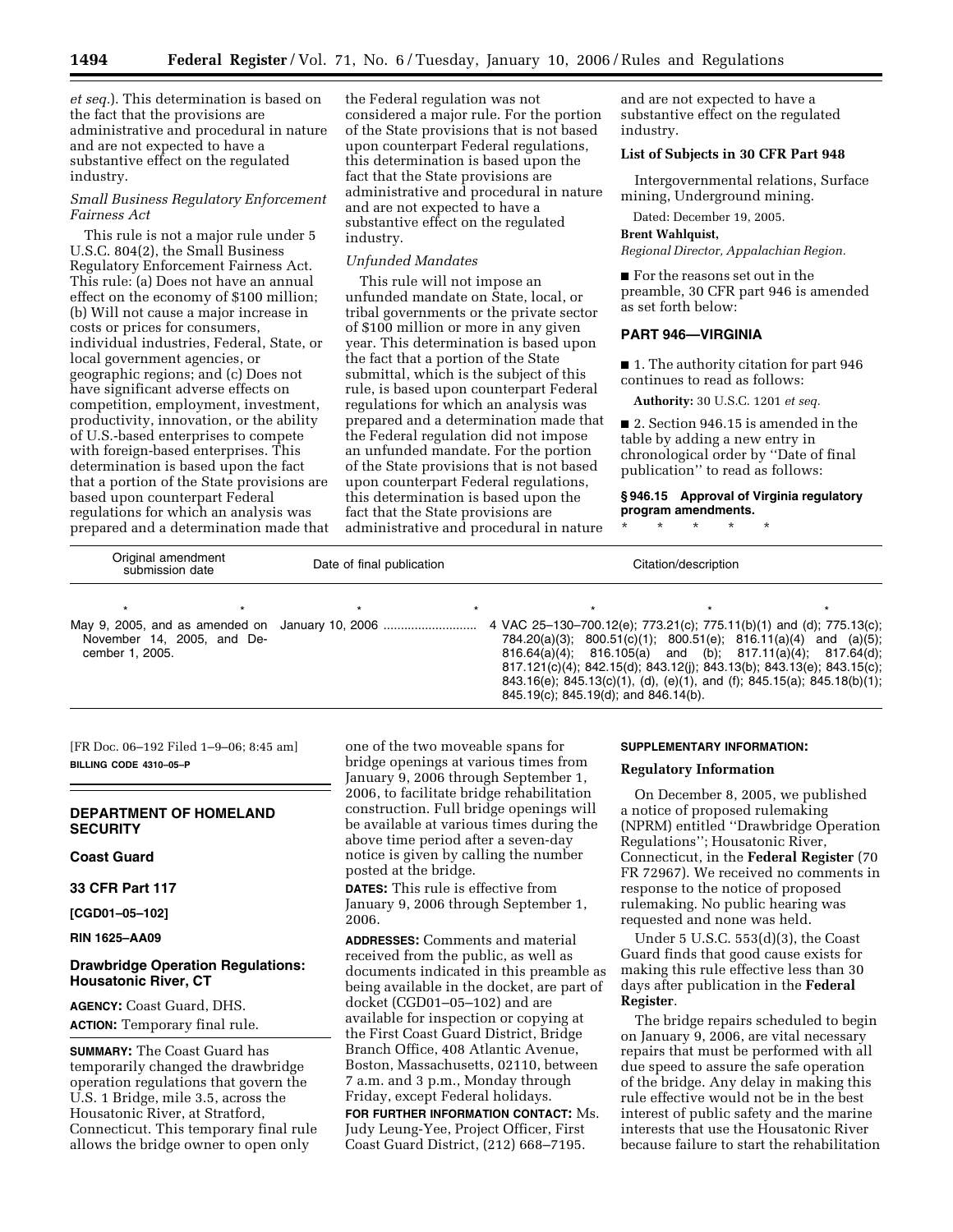*et seq.*). This determination is based on the fact that the provisions are administrative and procedural in nature and are not expected to have a substantive effect on the regulated industry.

*Small Business Regulatory Enforcement Fairness Act*

This rule is not a major rule under 5 U.S.C. 804(2), the Small Business Regulatory Enforcement Fairness Act. This rule: (a) Does not have an annual effect on the economy of $100 million; (b) Will not cause a major increase in costs or prices for consumers, individual industries, Federal, State, or local government agencies, or geographic regions; and (c) Does not have significant adverse effects on competition, employment, investment, productivity, innovation, or the ability of U.S.-based enterprises to compete with foreign-based enterprises. This determination is based upon the fact that a portion of the State provisions are based upon counterpart Federal regulations for which an analysis was prepared and a determination made that the Federal regulation was not considered a major rule. For the portion of the State provisions that is not based upon counterpart Federal regulations, this determination is based upon the fact that the State provisions are administrative and procedural in nature and are not expected to have a substantive effect on the regulated industry.

*Unfunded Mandates*

This rule will not impose an unfunded mandate on State, local, or tribal governments or the private sector of $100 million or more in any given year. This determination is based upon the fact that a portion of the State submittal, which is the subject of this rule, is based upon counterpart Federal regulations for which an analysis was prepared and a determination made that the Federal regulation did not impose an unfunded mandate. For the portion of the State provisions that is not based upon counterpart Federal regulations, this determination is based upon the fact that the State provisions are administrative and procedural in nature and are not expected to have a substantive effect on the regulated industry.

**List of Subjects in 30 CFR Part 948**

Intergovernmental relations, Surface mining, Underground mining.

Dated: December 19, 2005.

**Brent Wahlquist,**

*Regional Director, Appalachian Region.*

■ For the reasons set out in the preamble, 30 CFR part 946 is amended as set forth below:

**PART 946—VIRGINIA**

■ 1. The authority citation for part 946 continues to read as follows:

**Authority:** 30 U.S.C. 1201 *et seq.*

■ 2. Section 946.15 is amended in the table by adding a new entry in chronological order by ''Date of final publication'' to read as follows:

**§ 946.15 Approval of Virginia regulatory program amendments.**

\* \* \* \* \*

| Original amendment submission date | Date of final publication | Citation/description |
|---|---|---|
| \* \* | \* \* | \* \* \* |
| May 9, 2005, and as amended on November 14, 2005, and December 1, 2005. | January 10, 2006 | 4 VAC 25–130–700.12(e); 773.21(c); 775.11(b)(1) and (d); 775.13(c); 784.20(a)(3); 800.51(c)(1); 800.51(e); 816.11(a)(4) and (a)(5); 816.64(a)(4); 816.105(a) and (b); 817.11(a)(4); 817.64(d); 817.121(c)(4); 842.15(d); 843.12(j); 843.13(b); 843.13(e); 843.15(c); 843.16(e); 845.13(c)(1), (d), (e)(1), and (f); 845.15(a); 845.18(b)(1); 845.19(c); 845.19(d); and 846.14(b). |

[FR Doc. 06–192 Filed 1–9–06; 8:45 am]

**BILLING CODE 4310–05–P**

---

## DEPARTMENT OF HOMELAND SECURITY

### Coast Guard

### 33 CFR Part 117

**[CGD01–05–102]**

**RIN 1625–AA09**

### Drawbridge Operation Regulations: Housatonic River, CT

**AGENCY:** Coast Guard, DHS.

**ACTION:** Temporary final rule.

**SUMMARY:** The Coast Guard has temporarily changed the drawbridge operation regulations that govern the U.S. 1 Bridge, mile 3.5, across the Housatonic River, at Stratford, Connecticut. This temporary final rule allows the bridge owner to open only one of the two moveable spans for bridge openings at various times from January 9, 2006 through September 1, 2006, to facilitate bridge rehabilitation construction. Full bridge openings will be available at various times during the above time period after a seven-day notice is given by calling the number posted at the bridge.

**DATES:** This rule is effective from January 9, 2006 through September 1, 2006.

**ADDRESSES:** Comments and material received from the public, as well as documents indicated in this preamble as being available in the docket, are part of docket (CGD01–05–102) and are available for inspection or copying at the First Coast Guard District, Bridge Branch Office, 408 Atlantic Avenue, Boston, Massachusetts, 02110, between 7 a.m. and 3 p.m., Monday through Friday, except Federal holidays.

**FOR FURTHER INFORMATION CONTACT:** Ms. Judy Leung-Yee, Project Officer, First Coast Guard District, (212) 668–7195.

**SUPPLEMENTARY INFORMATION:**

**Regulatory Information**

On December 8, 2005, we published a notice of proposed rulemaking (NPRM) entitled ''Drawbridge Operation Regulations''; Housatonic River, Connecticut, in the **Federal Register** (70 FR 72967). We received no comments in response to the notice of proposed rulemaking. No public hearing was requested and none was held.

Under 5 U.S.C. 553(d)(3), the Coast Guard finds that good cause exists for making this rule effective less than 30 days after publication in the **Federal Register**.

The bridge repairs scheduled to begin on January 9, 2006, are vital necessary repairs that must be performed with all due speed to assure the safe operation of the bridge. Any delay in making this rule effective would not be in the best interest of public safety and the marine interests that use the Housatonic River because failure to start the rehabilitation